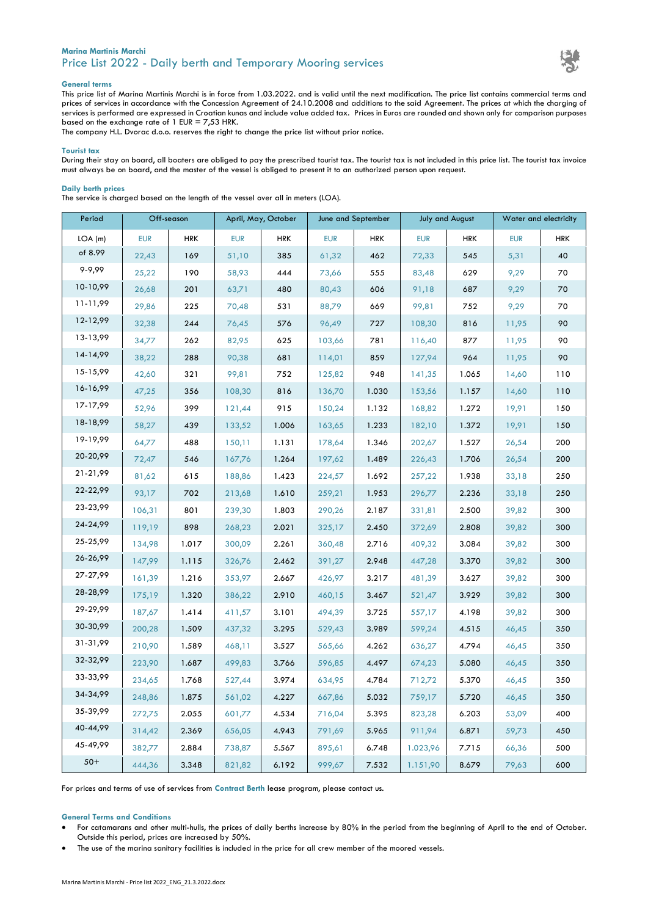**Marina Martinis Marchi**

# Price List 2022 - Daily berth and Temporary Mooring services

### General terms

This price list of Marina Martinis Marchi is in force from 1.03.2022. and is valid until the next modification. The price list contains commercial terms and prices of services in accordance with the Concession Agreement of 24.10.2008 and additions to the said Agreement. The prices at which the charging of services is performed are expressed in Croatian kunas and include value added tax. Prices in Euros are rounded and shown only for comparison purposes based on the exchange rate of 1 EUR = 7,53 HRK.

The company H.L. Dvorac d.o.o. reserves the right to change the price list without prior notice.

### Tourist tax

During their stay on board, all boaters are obliged to pay the prescribed tourist tax. The tourist tax is not included in this price list. The tourist tax invoice must always be on board, and the master of the vessel is obliged to present it to an authorized person upon request.

### Daily berth prices

The service is charged based on the length of the vessel over all in meters (LOA).

| Period | Off-season | | April, May, October | | June and September | | July and August | | Water and electricity | |
|---|---|---|---|---|---|---|---|---|---|---|
| LOA (m) | EUR | HRK | EUR | HRK | EUR | HRK | EUR | HRK | EUR | HRK |
| of 8.99 | 22,43 | 169 | 51,10 | 385 | 61,32 | 462 | 72,33 | 545 | 5,31 | 40 |
| 9-9,99 | 25,22 | 190 | 58,93 | 444 | 73,66 | 555 | 83,48 | 629 | 9,29 | 70 |
| 10-10,99 | 26,68 | 201 | 63,71 | 480 | 80,43 | 606 | 91,18 | 687 | 9,29 | 70 |
| 11-11,99 | 29,86 | 225 | 70,48 | 531 | 88,79 | 669 | 99,81 | 752 | 9,29 | 70 |
| 12-12,99 | 32,38 | 244 | 76,45 | 576 | 96,49 | 727 | 108,30 | 816 | 11,95 | 90 |
| 13-13,99 | 34,77 | 262 | 82,95 | 625 | 103,66 | 781 | 116,40 | 877 | 11,95 | 90 |
| 14-14,99 | 38,22 | 288 | 90,38 | 681 | 114,01 | 859 | 127,94 | 964 | 11,95 | 90 |
| 15-15,99 | 42,60 | 321 | 99,81 | 752 | 125,82 | 948 | 141,35 | 1.065 | 14,60 | 110 |
| 16-16,99 | 47,25 | 356 | 108,30 | 816 | 136,70 | 1.030 | 153,56 | 1.157 | 14,60 | 110 |
| 17-17,99 | 52,96 | 399 | 121,44 | 915 | 150,24 | 1.132 | 168,82 | 1.272 | 19,91 | 150 |
| 18-18,99 | 58,27 | 439 | 133,52 | 1.006 | 163,65 | 1.233 | 182,10 | 1.372 | 19,91 | 150 |
| 19-19,99 | 64,77 | 488 | 150,11 | 1.131 | 178,64 | 1.346 | 202,67 | 1.527 | 26,54 | 200 |
| 20-20,99 | 72,47 | 546 | 167,76 | 1.264 | 197,62 | 1.489 | 226,43 | 1.706 | 26,54 | 200 |
| 21-21,99 | 81,62 | 615 | 188,86 | 1.423 | 224,57 | 1.692 | 257,22 | 1.938 | 33,18 | 250 |
| 22-22,99 | 93,17 | 702 | 213,68 | 1.610 | 259,21 | 1.953 | 296,77 | 2.236 | 33,18 | 250 |
| 23-23,99 | 106,31 | 801 | 239,30 | 1.803 | 290,26 | 2.187 | 331,81 | 2.500 | 39,82 | 300 |
| 24-24,99 | 119,19 | 898 | 268,23 | 2.021 | 325,17 | 2.450 | 372,69 | 2.808 | 39,82 | 300 |
| 25-25,99 | 134,98 | 1.017 | 300,09 | 2.261 | 360,48 | 2.716 | 409,32 | 3.084 | 39,82 | 300 |
| 26-26,99 | 147,99 | 1.115 | 326,76 | 2.462 | 391,27 | 2.948 | 447,28 | 3.370 | 39,82 | 300 |
| 27-27,99 | 161,39 | 1.216 | 353,97 | 2.667 | 426,97 | 3.217 | 481,39 | 3.627 | 39,82 | 300 |
| 28-28,99 | 175,19 | 1.320 | 386,22 | 2.910 | 460,15 | 3.467 | 521,47 | 3.929 | 39,82 | 300 |
| 29-29,99 | 187,67 | 1.414 | 411,57 | 3.101 | 494,39 | 3.725 | 557,17 | 4.198 | 39,82 | 300 |
| 30-30,99 | 200,28 | 1.509 | 437,32 | 3.295 | 529,43 | 3.989 | 599,24 | 4.515 | 46,45 | 350 |
| 31-31,99 | 210,90 | 1.589 | 468,11 | 3.527 | 565,66 | 4.262 | 636,27 | 4.794 | 46,45 | 350 |
| 32-32,99 | 223,90 | 1.687 | 499,83 | 3.766 | 596,85 | 4.497 | 674,23 | 5.080 | 46,45 | 350 |
| 33-33,99 | 234,65 | 1.768 | 527,44 | 3.974 | 634,95 | 4.784 | 712,72 | 5.370 | 46,45 | 350 |
| 34-34,99 | 248,86 | 1.875 | 561,02 | 4.227 | 667,86 | 5.032 | 759,17 | 5.720 | 46,45 | 350 |
| 35-39,99 | 272,75 | 2.055 | 601,77 | 4.534 | 716,04 | 5.395 | 823,28 | 6.203 | 53,09 | 400 |
| 40-44,99 | 314,42 | 2.369 | 656,05 | 4.943 | 791,69 | 5.965 | 911,94 | 6.871 | 59,73 | 450 |
| 45-49,99 | 382,77 | 2.884 | 738,87 | 5.567 | 895,61 | 6.748 | 1.023,96 | 7.715 | 66,36 | 500 |
| 50+ | 444,36 | 3.348 | 821,82 | 6.192 | 999,67 | 7.532 | 1.151,90 | 8.679 | 79,63 | 600 |

For prices and terms of use of services from **Contract Berth** lease program, please contact us.

### General Terms and Conditions

- For catamarans and other multi-hulls, the prices of daily berths increase by 80% in the period from the beginning of April to the end of October. Outside this period, prices are increased by 50%.
- The use of the marina sanitary facilities is included in the price for all crew member of the moored vessels.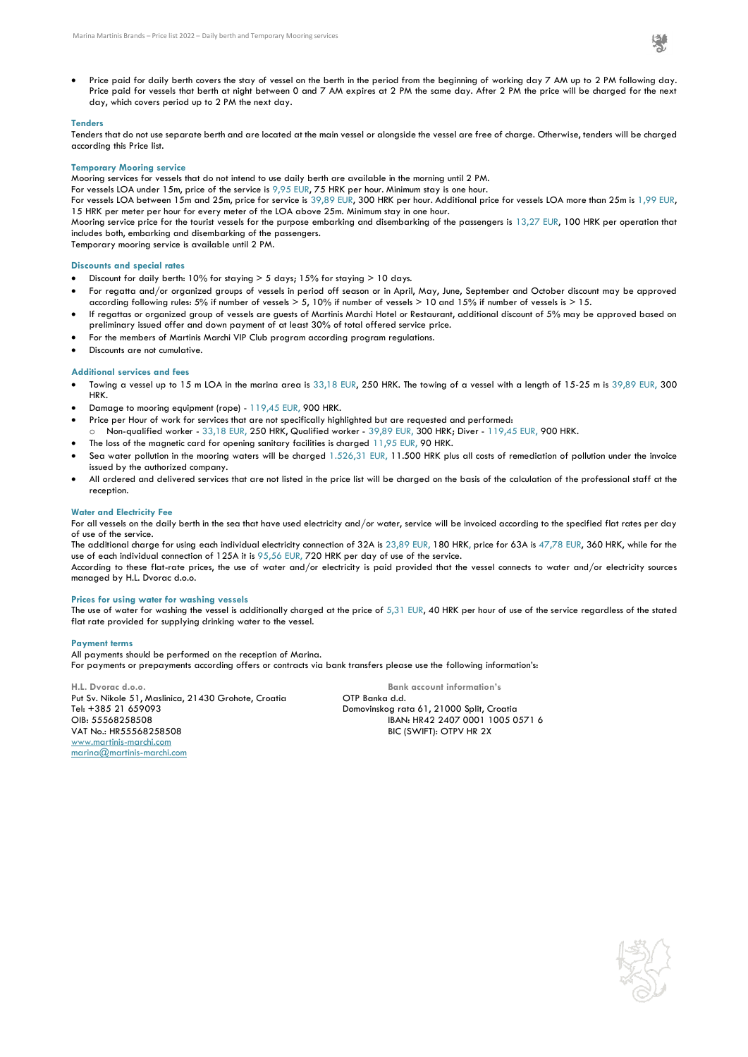- Price paid for daily berth covers the stay of vessel on the berth in the period from the beginning of working day 7 AM up to 2 PM following day. Price paid for vessels that berth at night between 0 and 7 AM expires at 2 PM the same day. After 2 PM the price will be charged for the next day, which covers period up to 2 PM the next day.

### Tenders

Tenders that do not use separate berth and are located at the main vessel or alongside the vessel are free of charge. Otherwise, tenders will be charged according this Price list.

### Temporary Mooring service

Mooring services for vessels that do not intend to use daily berth are available in the morning until 2 PM.
For vessels LOA under 15m, price of the service is 9,95 EUR, 75 HRK per hour. Minimum stay is one hour.
For vessels LOA between 15m and 25m, price for service is 39,89 EUR, 300 HRK per hour. Additional price for vessels LOA more than 25m is 1,99 EUR, 15 HRK per meter per hour for every meter of the LOA above 25m. Minimum stay in one hour.
Mooring service price for the tourist vessels for the purpose embarking and disembarking of the passengers is 13,27 EUR, 100 HRK per operation that includes both, embarking and disembarking of the passengers.
Temporary mooring service is available until 2 PM.

### Discounts and special rates

- Discount for daily berth: 10% for staying > 5 days; 15% for staying > 10 days.
- For regatta and/or organized groups of vessels in period off season or in April, May, June, September and October discount may be approved according following rules: 5% if number of vessels > 5, 10% if number of vessels > 10 and 15% if number of vessels is > 15.
- If regattas or organized group of vessels are guests of Martinis Marchi Hotel or Restaurant, additional discount of 5% may be approved based on preliminary issued offer and down payment of at least 30% of total offered service price.
- For the members of Martinis Marchi VIP Club program according program regulations.
- Discounts are not cumulative.

### Additional services and fees

- Towing a vessel up to 15 m LOA in the marina area is 33,18 EUR, 250 HRK. The towing of a vessel with a length of 15-25 m is 39,89 EUR, 300 HRK.
- Damage to mooring equipment (rope) - 119,45 EUR, 900 HRK.
- Price per Hour of work for services that are not specifically highlighted but are requested and performed:
  - Non-qualified worker - 33,18 EUR, 250 HRK, Qualified worker - 39,89 EUR, 300 HRK; Diver - 119,45 EUR, 900 HRK.
- The loss of the magnetic card for opening sanitary facilities is charged 11,95 EUR, 90 HRK.
- Sea water pollution in the mooring waters will be charged 1.526,31 EUR, 11.500 HRK plus all costs of remediation of pollution under the invoice issued by the authorized company.
- All ordered and delivered services that are not listed in the price list will be charged on the basis of the calculation of the professional staff at the reception.

### Water and Electricity Fee

For all vessels on the daily berth in the sea that have used electricity and/or water, service will be invoiced according to the specified flat rates per day of use of the service.
The additional charge for using each individual electricity connection of 32A is 23,89 EUR, 180 HRK, price for 63A is 47,78 EUR, 360 HRK, while for the use of each individual connection of 125A it is 95,56 EUR, 720 HRK per day of use of the service.
According to these flat-rate prices, the use of water and/or electricity is paid provided that the vessel connects to water and/or electricity sources managed by H.L. Dvorac d.o.o.

### Prices for using water for washing vessels

The use of water for washing the vessel is additionally charged at the price of 5,31 EUR, 40 HRK per hour of use of the service regardless of the stated flat rate provided for supplying drinking water to the vessel.

### Payment terms

All payments should be performed on the reception of Marina.
For payments or prepayments according offers or contracts via bank transfers please use the following information's:

**H.L. Dvorac d.o.o.**
Put Sv. Nikole 51, Maslinica, 21430 Grohote, Croatia
Tel: +385 21 659093
OIB: 55568258508
VAT No.: HR55568258508
www.martinis-marchi.com
marina@martinis-marchi.com

**Bank account information's**
OTP Banka d.d.
Domovinskog rata 61, 21000 Split, Croatia
IBAN: HR42 2407 0001 1005 0571 6
BIC (SWIFT): OTPV HR 2X